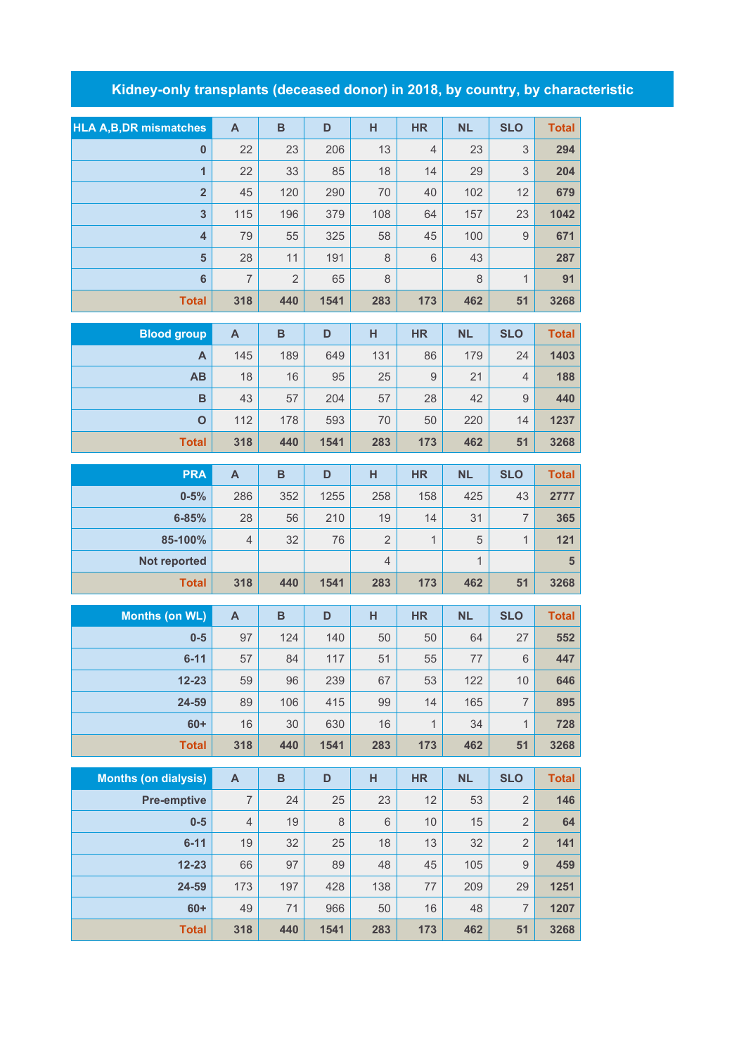# Kidney-only transplants (deceased donor) in 2018, by country, by characteristic

| HLA A,B,DR mismatches | A | B | D | H | HR | NL | SLO | Total |
|---|---|---|---|---|---|---|---|---|
| 0 | 22 | 23 | 206 | 13 | 4 | 23 | 3 | 294 |
| 1 | 22 | 33 | 85 | 18 | 14 | 29 | 3 | 204 |
| 2 | 45 | 120 | 290 | 70 | 40 | 102 | 12 | 679 |
| 3 | 115 | 196 | 379 | 108 | 64 | 157 | 23 | 1042 |
| 4 | 79 | 55 | 325 | 58 | 45 | 100 | 9 | 671 |
| 5 | 28 | 11 | 191 | 8 | 6 | 43 | | 287 |
| 6 | 7 | 2 | 65 | 8 | | 8 | 1 | 91 |
| Total | 318 | 440 | 1541 | 283 | 173 | 462 | 51 | 3268 |

| Blood group | A | B | D | H | HR | NL | SLO | Total |
|---|---|---|---|---|---|---|---|---|
| A | 145 | 189 | 649 | 131 | 86 | 179 | 24 | 1403 |
| AB | 18 | 16 | 95 | 25 | 9 | 21 | 4 | 188 |
| B | 43 | 57 | 204 | 57 | 28 | 42 | 9 | 440 |
| O | 112 | 178 | 593 | 70 | 50 | 220 | 14 | 1237 |
| Total | 318 | 440 | 1541 | 283 | 173 | 462 | 51 | 3268 |

| PRA | A | B | D | H | HR | NL | SLO | Total |
|---|---|---|---|---|---|---|---|---|
| 0-5% | 286 | 352 | 1255 | 258 | 158 | 425 | 43 | 2777 |
| 6-85% | 28 | 56 | 210 | 19 | 14 | 31 | 7 | 365 |
| 85-100% | 4 | 32 | 76 | 2 | 1 | 5 | 1 | 121 |
| Not reported | | | | 4 | | 1 | | 5 |
| Total | 318 | 440 | 1541 | 283 | 173 | 462 | 51 | 3268 |

| Months (on WL) | A | B | D | H | HR | NL | SLO | Total |
|---|---|---|---|---|---|---|---|---|
| 0-5 | 97 | 124 | 140 | 50 | 50 | 64 | 27 | 552 |
| 6-11 | 57 | 84 | 117 | 51 | 55 | 77 | 6 | 447 |
| 12-23 | 59 | 96 | 239 | 67 | 53 | 122 | 10 | 646 |
| 24-59 | 89 | 106 | 415 | 99 | 14 | 165 | 7 | 895 |
| 60+ | 16 | 30 | 630 | 16 | 1 | 34 | 1 | 728 |
| Total | 318 | 440 | 1541 | 283 | 173 | 462 | 51 | 3268 |

| Months (on dialysis) | A | B | D | H | HR | NL | SLO | Total |
|---|---|---|---|---|---|---|---|---|
| Pre-emptive | 7 | 24 | 25 | 23 | 12 | 53 | 2 | 146 |
| 0-5 | 4 | 19 | 8 | 6 | 10 | 15 | 2 | 64 |
| 6-11 | 19 | 32 | 25 | 18 | 13 | 32 | 2 | 141 |
| 12-23 | 66 | 97 | 89 | 48 | 45 | 105 | 9 | 459 |
| 24-59 | 173 | 197 | 428 | 138 | 77 | 209 | 29 | 1251 |
| 60+ | 49 | 71 | 966 | 50 | 16 | 48 | 7 | 1207 |
| Total | 318 | 440 | 1541 | 283 | 173 | 462 | 51 | 3268 |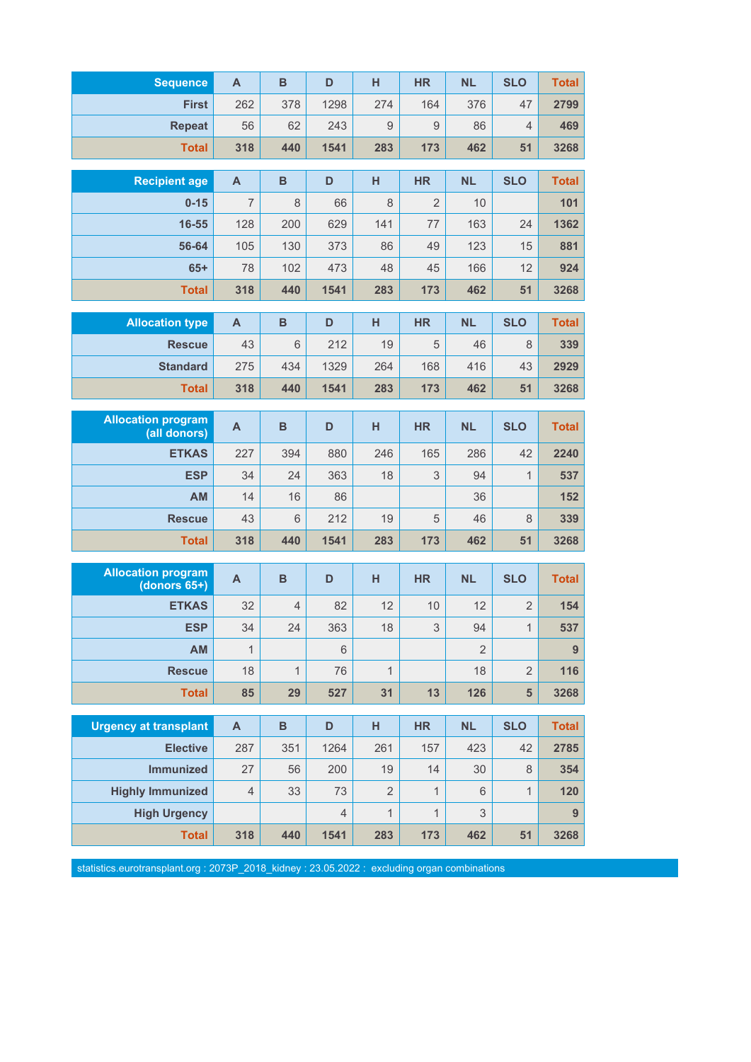| Sequence | A | B | D | H | HR | NL | SLO | Total |
|---|---|---|---|---|---|---|---|---|
| First | 262 | 378 | 1298 | 274 | 164 | 376 | 47 | 2799 |
| Repeat | 56 | 62 | 243 | 9 | 9 | 86 | 4 | 469 |
| Total | 318 | 440 | 1541 | 283 | 173 | 462 | 51 | 3268 |

| Recipient age | A | B | D | H | HR | NL | SLO | Total |
|---|---|---|---|---|---|---|---|---|
| 0-15 | 7 | 8 | 66 | 8 | 2 | 10 | | 101 |
| 16-55 | 128 | 200 | 629 | 141 | 77 | 163 | 24 | 1362 |
| 56-64 | 105 | 130 | 373 | 86 | 49 | 123 | 15 | 881 |
| 65+ | 78 | 102 | 473 | 48 | 45 | 166 | 12 | 924 |
| Total | 318 | 440 | 1541 | 283 | 173 | 462 | 51 | 3268 |

| Allocation type | A | B | D | H | HR | NL | SLO | Total |
|---|---|---|---|---|---|---|---|---|
| Rescue | 43 | 6 | 212 | 19 | 5 | 46 | 8 | 339 |
| Standard | 275 | 434 | 1329 | 264 | 168 | 416 | 43 | 2929 |
| Total | 318 | 440 | 1541 | 283 | 173 | 462 | 51 | 3268 |

| Allocation program (all donors) | A | B | D | H | HR | NL | SLO | Total |
|---|---|---|---|---|---|---|---|---|
| ETKAS | 227 | 394 | 880 | 246 | 165 | 286 | 42 | 2240 |
| ESP | 34 | 24 | 363 | 18 | 3 | 94 | 1 | 537 |
| AM | 14 | 16 | 86 | | | 36 | | 152 |
| Rescue | 43 | 6 | 212 | 19 | 5 | 46 | 8 | 339 |
| Total | 318 | 440 | 1541 | 283 | 173 | 462 | 51 | 3268 |

| Allocation program (donors 65+) | A | B | D | H | HR | NL | SLO | Total |
|---|---|---|---|---|---|---|---|---|
| ETKAS | 32 | 4 | 82 | 12 | 10 | 12 | 2 | 154 |
| ESP | 34 | 24 | 363 | 18 | 3 | 94 | 1 | 537 |
| AM | 1 | | 6 | | | 2 | | 9 |
| Rescue | 18 | 1 | 76 | 1 | | 18 | 2 | 116 |
| Total | 85 | 29 | 527 | 31 | 13 | 126 | 5 | 3268 |

| Urgency at transplant | A | B | D | H | HR | NL | SLO | Total |
|---|---|---|---|---|---|---|---|---|
| Elective | 287 | 351 | 1264 | 261 | 157 | 423 | 42 | 2785 |
| Immunized | 27 | 56 | 200 | 19 | 14 | 30 | 8 | 354 |
| Highly Immunized | 4 | 33 | 73 | 2 | 1 | 6 | 1 | 120 |
| High Urgency | | | 4 | 1 | 1 | 3 | | 9 |
| Total | 318 | 440 | 1541 | 283 | 173 | 462 | 51 | 3268 |

statistics.eurotransplant.org : 2073P_2018_kidney : 23.05.2022 : excluding organ combinations